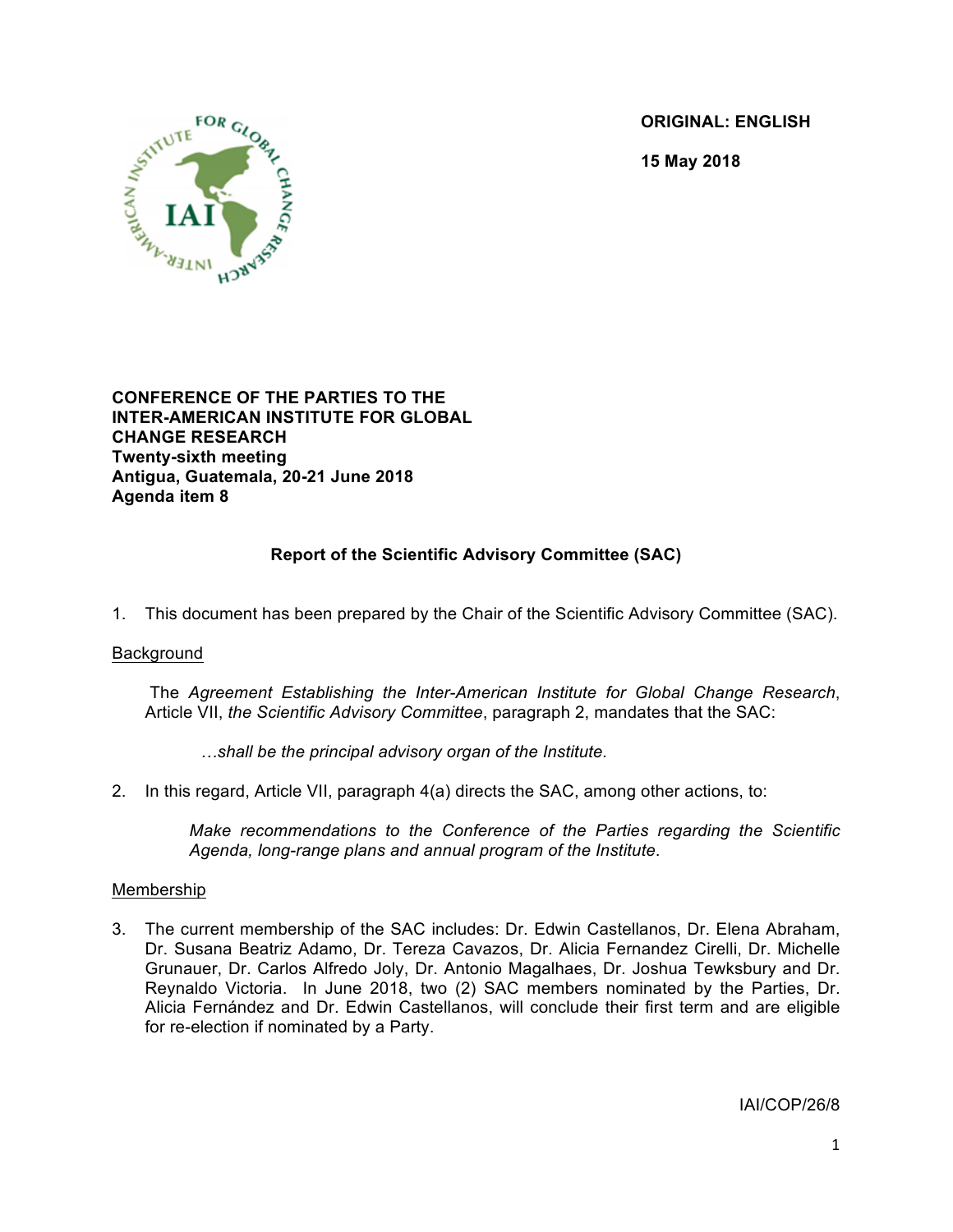**ORIGINAL: ENGLISH**

**15 May 2018**

**CONFERENCE OF THE PARTIES TO THE INTER-AMERICAN INSTITUTE FOR GLOBAL CHANGE RESEARCH**
**Twenty-sixth meeting**
**Antigua, Guatemala, 20-21 June 2018**
**Agenda item 8**

## Report of the Scientific Advisory Committee (SAC)

1. This document has been prepared by the Chair of the Scientific Advisory Committee (SAC).

Background

The *Agreement Establishing the Inter-American Institute for Global Change Research*, Article VII, *the Scientific Advisory Committee*, paragraph 2, mandates that the SAC:

> *…shall be the principal advisory organ of the Institute*.

2. In this regard, Article VII, paragraph 4(a) directs the SAC, among other actions, to:

> *Make recommendations to the Conference of the Parties regarding the Scientific Agenda, long-range plans and annual program of the Institute*.

Membership

3. The current membership of the SAC includes: Dr. Edwin Castellanos, Dr. Elena Abraham, Dr. Susana Beatriz Adamo, Dr. Tereza Cavazos, Dr. Alicia Fernandez Cirelli, Dr. Michelle Grunauer, Dr. Carlos Alfredo Joly, Dr. Antonio Magalhaes, Dr. Joshua Tewksbury and Dr. Reynaldo Victoria. In June 2018, two (2) SAC members nominated by the Parties, Dr. Alicia Fernández and Dr. Edwin Castellanos, will conclude their first term and are eligible for re-election if nominated by a Party.

IAI/COP/26/8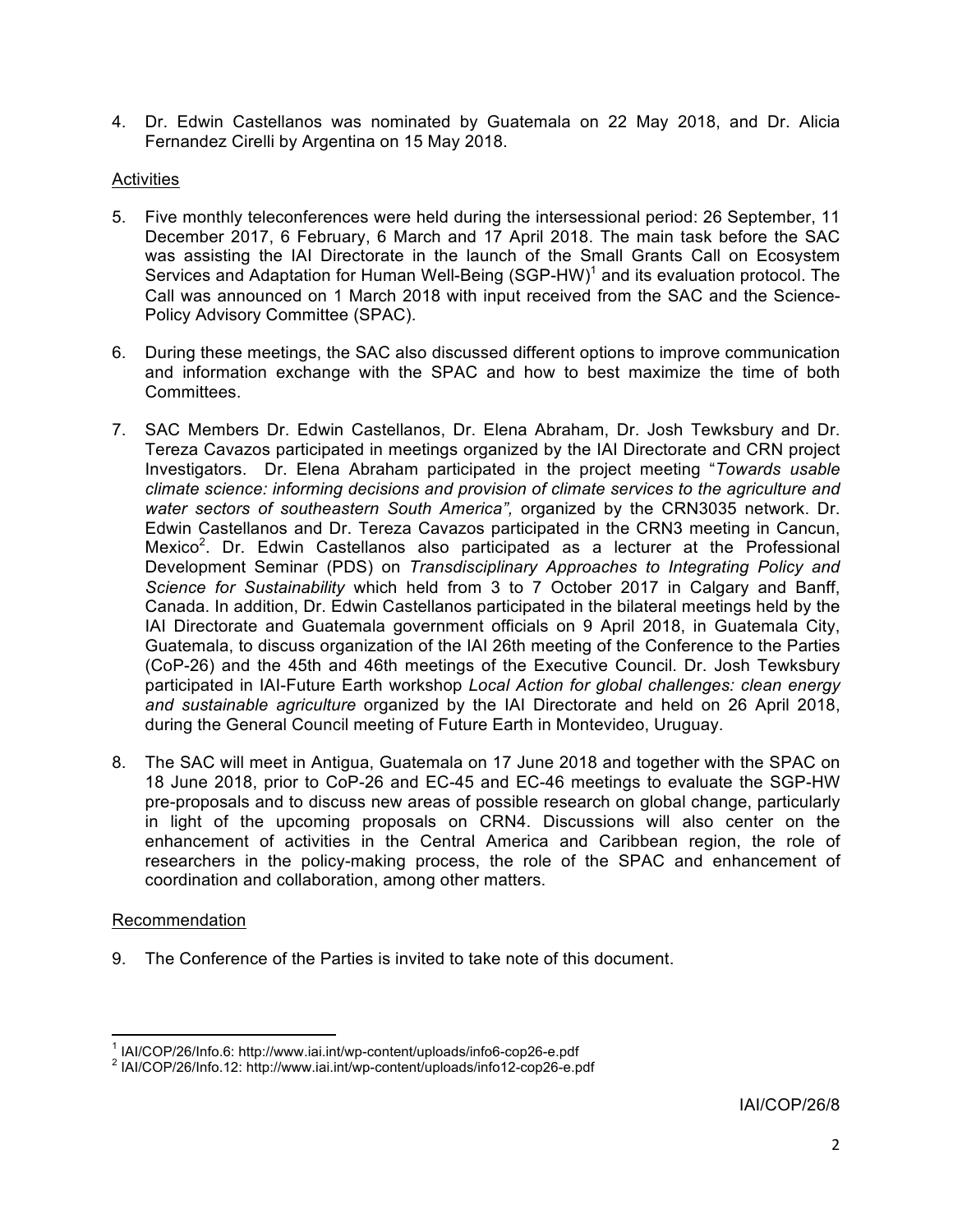4. Dr. Edwin Castellanos was nominated by Guatemala on 22 May 2018, and Dr. Alicia Fernandez Cirelli by Argentina on 15 May 2018.

## Activities

5. Five monthly teleconferences were held during the intersessional period: 26 September, 11 December 2017, 6 February, 6 March and 17 April 2018. The main task before the SAC was assisting the IAI Directorate in the launch of the Small Grants Call on Ecosystem Services and Adaptation for Human Well-Being (SGP-HW)[1] and its evaluation protocol. The Call was announced on 1 March 2018 with input received from the SAC and the Science-Policy Advisory Committee (SPAC).

6. During these meetings, the SAC also discussed different options to improve communication and information exchange with the SPAC and how to best maximize the time of both Committees.

7. SAC Members Dr. Edwin Castellanos, Dr. Elena Abraham, Dr. Josh Tewksbury and Dr. Tereza Cavazos participated in meetings organized by the IAI Directorate and CRN project Investigators. Dr. Elena Abraham participated in the project meeting "*Towards usable climate science: informing decisions and provision of climate services to the agriculture and water sectors of southeastern South America",* organized by the CRN3035 network. Dr. Edwin Castellanos and Dr. Tereza Cavazos participated in the CRN3 meeting in Cancun, Mexico[2]. Dr. Edwin Castellanos also participated as a lecturer at the Professional Development Seminar (PDS) on *Transdisciplinary Approaches to Integrating Policy and Science for Sustainability* which held from 3 to 7 October 2017 in Calgary and Banff, Canada. In addition, Dr. Edwin Castellanos participated in the bilateral meetings held by the IAI Directorate and Guatemala government officials on 9 April 2018, in Guatemala City, Guatemala, to discuss organization of the IAI 26th meeting of the Conference to the Parties (CoP-26) and the 45th and 46th meetings of the Executive Council. Dr. Josh Tewksbury participated in IAI-Future Earth workshop *Local Action for global challenges: clean energy and sustainable agriculture* organized by the IAI Directorate and held on 26 April 2018, during the General Council meeting of Future Earth in Montevideo, Uruguay.

8. The SAC will meet in Antigua, Guatemala on 17 June 2018 and together with the SPAC on 18 June 2018, prior to CoP-26 and EC-45 and EC-46 meetings to evaluate the SGP-HW pre-proposals and to discuss new areas of possible research on global change, particularly in light of the upcoming proposals on CRN4. Discussions will also center on the enhancement of activities in the Central America and Caribbean region, the role of researchers in the policy-making process, the role of the SPAC and enhancement of coordination and collaboration, among other matters.

## Recommendation

9. The Conference of the Parties is invited to take note of this document.

---

[1] IAI/COP/26/Info.6: http://www.iai.int/wp-content/uploads/info6-cop26-e.pdf

[2] IAI/COP/26/Info.12: http://www.iai.int/wp-content/uploads/info12-cop26-e.pdf

IAI/COP/26/8